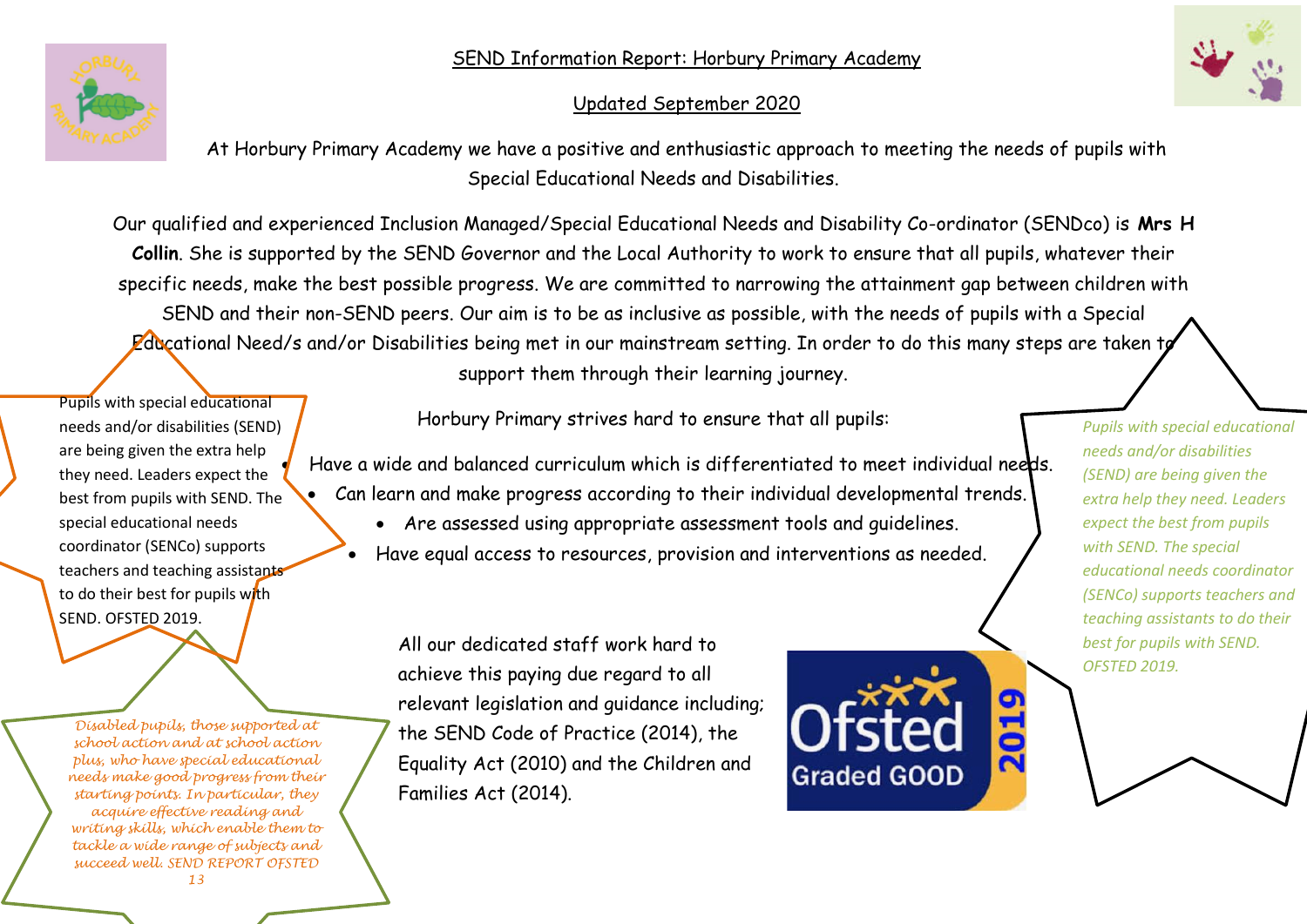# SEND Information Report: Horbury Primary Academy

## Updated September 2020

At Horbury Primary Academy we have a positive and enthusiastic approach to meeting the needs of pupils with Special Educational Needs and Disabilities.

Our qualified and experienced Inclusion Managed/Special Educational Needs and Disability Co-ordinator (SENDco) is **Mrs H Collin**. She is supported by the SEND Governor and the Local Authority to work to ensure that all pupils, whatever their specific needs, make the best possible progress. We are committed to narrowing the attainment gap between children with SEND and their non-SEND peers. Our aim is to be as inclusive as possible, with the needs of pupils with a Special Educational Need/s and/or Disabilities being met in our mainstream setting. In order to do this many steps are taken to support them through their learning journey.

Pupils with special educational needs and/or disabilities (SEND) are being given the extra help they need. Leaders expect the best from pupils with SEND. The special educational needs coordinator (SENCo) supports teachers and teaching assistants to do their best for pupils with SEND. OFSTED 2019.

Horbury Primary strives hard to ensure that all pupils:

- Have a wide and balanced curriculum which is differentiated to meet individual needs.
- Can learn and make progress according to their individual developmental trends.
- Are assessed using appropriate assessment tools and guidelines.
- Have equal access to resources, provision and interventions as needed.

*Pupils with special educational needs and/or disabilities (SEND) are being given the extra help they need. Leaders expect the best from pupils with SEND. The special educational needs coordinator (SENCo) supports teachers and teaching assistants to do their best for pupils with SEND. OFSTED 2019.*

All our dedicated staff work hard to achieve this paying due regard to all relevant legislation and guidance including; the SEND Code of Practice (2014), the Equality Act (2010) and the Children and Families Act (2014).

Ofsted Graded GOOD 2019

*Disabled pupils, those supported at school action and at school action plus, who have special educational needs make good progress from their starting points. In particular, they acquire effective reading and writing skills, which enable them to tackle a wide range of subjects and succeed well. SEND REPORT OFSTED 13*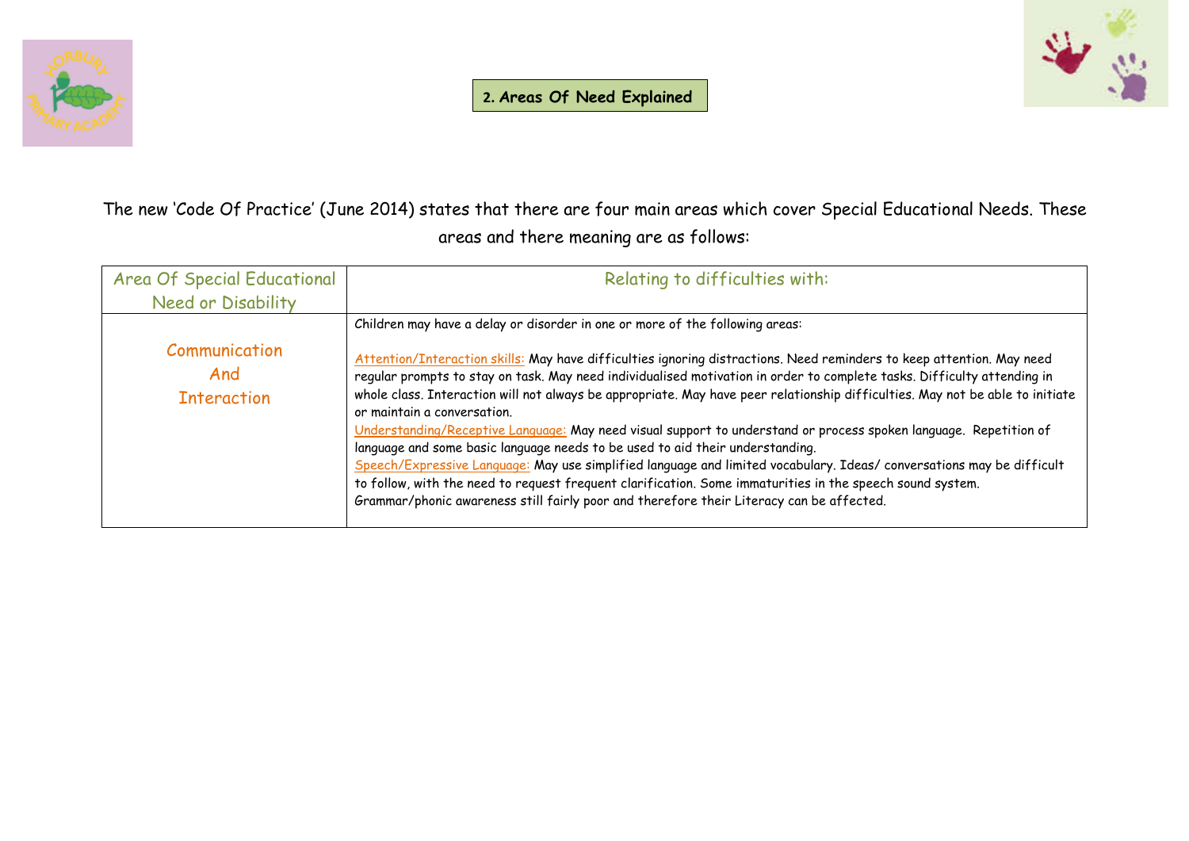## 2. Areas Of Need Explained

The new 'Code Of Practice' (June 2014) states that there are four main areas which cover Special Educational Needs. These areas and there meaning are as follows:

| Area Of Special Educational Need or Disability | Relating to difficulties with: |
|---|---|
| Communication And Interaction | Children may have a delay or disorder in one or more of the following areas:<br><br>Attention/Interaction skills: May have difficulties ignoring distractions. Need reminders to keep attention. May need regular prompts to stay on task. May need individualised motivation in order to complete tasks. Difficulty attending in whole class. Interaction will not always be appropriate. May have peer relationship difficulties. May not be able to initiate or maintain a conversation.<br>Understanding/Receptive Language: May need visual support to understand or process spoken language. Repetition of language and some basic language needs to be used to aid their understanding.<br>Speech/Expressive Language: May use simplified language and limited vocabulary. Ideas/ conversations may be difficult to follow, with the need to request frequent clarification. Some immaturities in the speech sound system. Grammar/phonic awareness still fairly poor and therefore their Literacy can be affected. |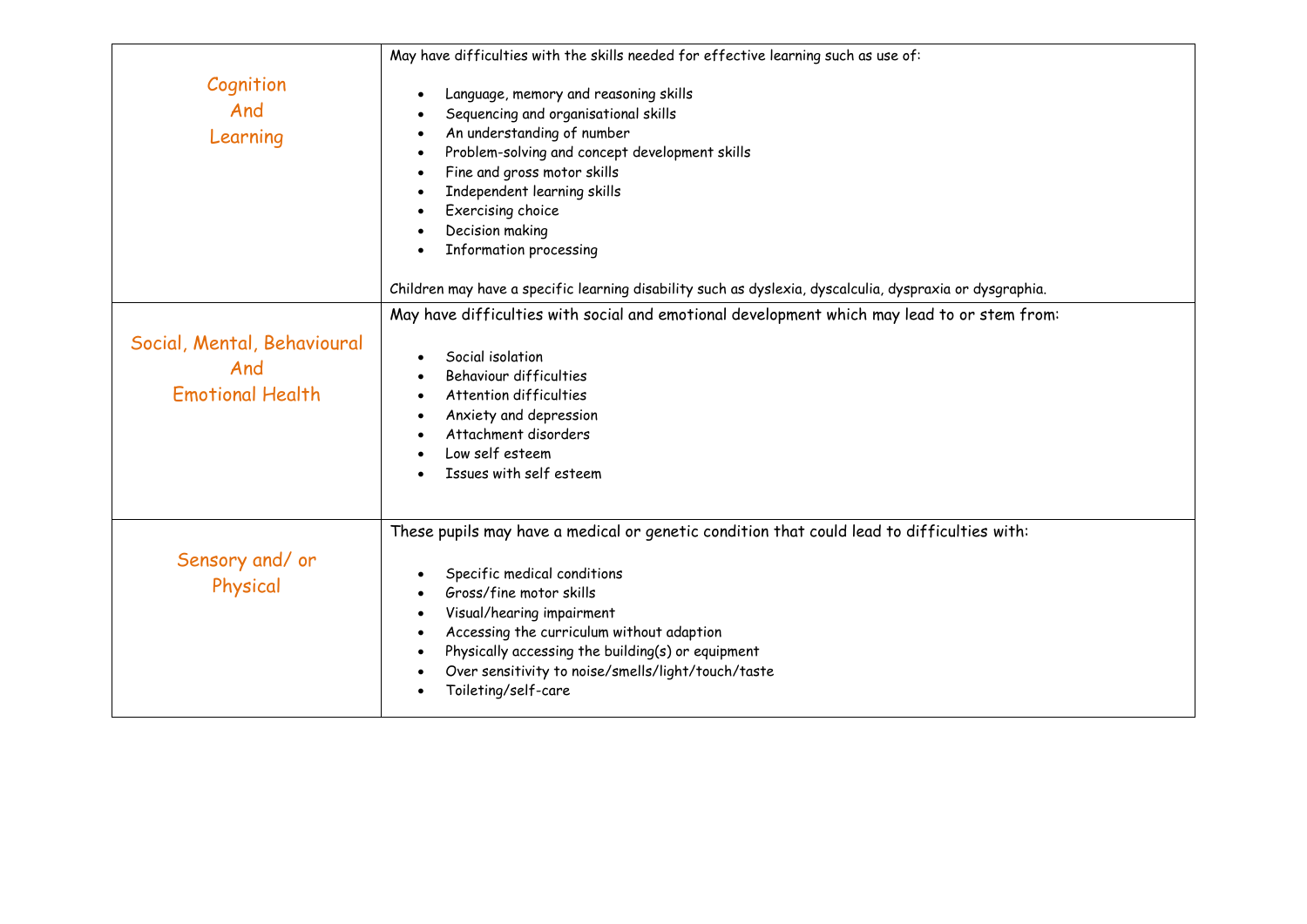| | |
|---|---|
| Cognition And Learning | May have difficulties with the skills needed for effective learning such as use of:<br><br>• Language, memory and reasoning skills<br>• Sequencing and organisational skills<br>• An understanding of number<br>• Problem-solving and concept development skills<br>• Fine and gross motor skills<br>• Independent learning skills<br>• Exercising choice<br>• Decision making<br>• Information processing<br><br>Children may have a specific learning disability such as dyslexia, dyscalculia, dyspraxia or dysgraphia. |
| Social, Mental, Behavioural And Emotional Health | May have difficulties with social and emotional development which may lead to or stem from:<br><br>• Social isolation<br>• Behaviour difficulties<br>• Attention difficulties<br>• Anxiety and depression<br>• Attachment disorders<br>• Low self esteem<br>• Issues with self esteem |
| Sensory and/ or Physical | These pupils may have a medical or genetic condition that could lead to difficulties with:<br><br>• Specific medical conditions<br>• Gross/fine motor skills<br>• Visual/hearing impairment<br>• Accessing the curriculum without adaption<br>• Physically accessing the building(s) or equipment<br>• Over sensitivity to noise/smells/light/touch/taste<br>• Toileting/self-care |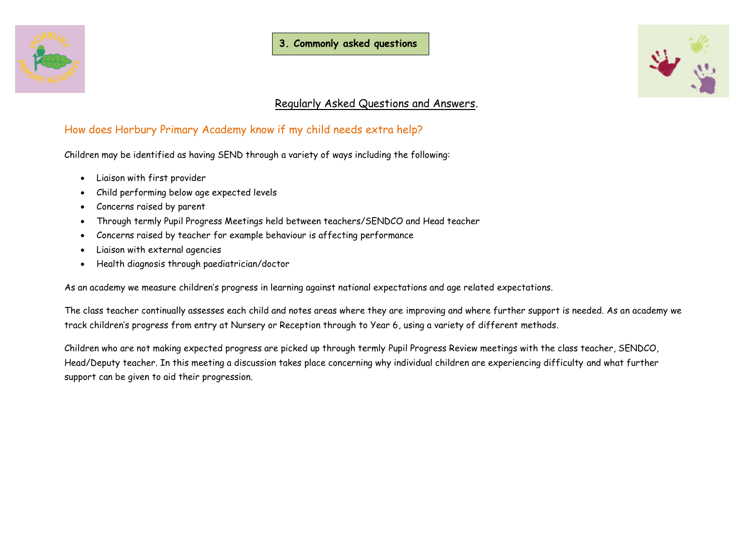## 3. Commonly asked questions

### Regularly Asked Questions and Answers.

### How does Horbury Primary Academy know if my child needs extra help?

Children may be identified as having SEND through a variety of ways including the following:

- Liaison with first provider
- Child performing below age expected levels
- Concerns raised by parent
- Through termly Pupil Progress Meetings held between teachers/SENDCO and Head teacher
- Concerns raised by teacher for example behaviour is affecting performance
- Liaison with external agencies
- Health diagnosis through paediatrician/doctor

As an academy we measure children's progress in learning against national expectations and age related expectations.

The class teacher continually assesses each child and notes areas where they are improving and where further support is needed. As an academy we track children's progress from entry at Nursery or Reception through to Year 6, using a variety of different methods.

Children who are not making expected progress are picked up through termly Pupil Progress Review meetings with the class teacher, SENDCO, Head/Deputy teacher. In this meeting a discussion takes place concerning why individual children are experiencing difficulty and what further support can be given to aid their progression.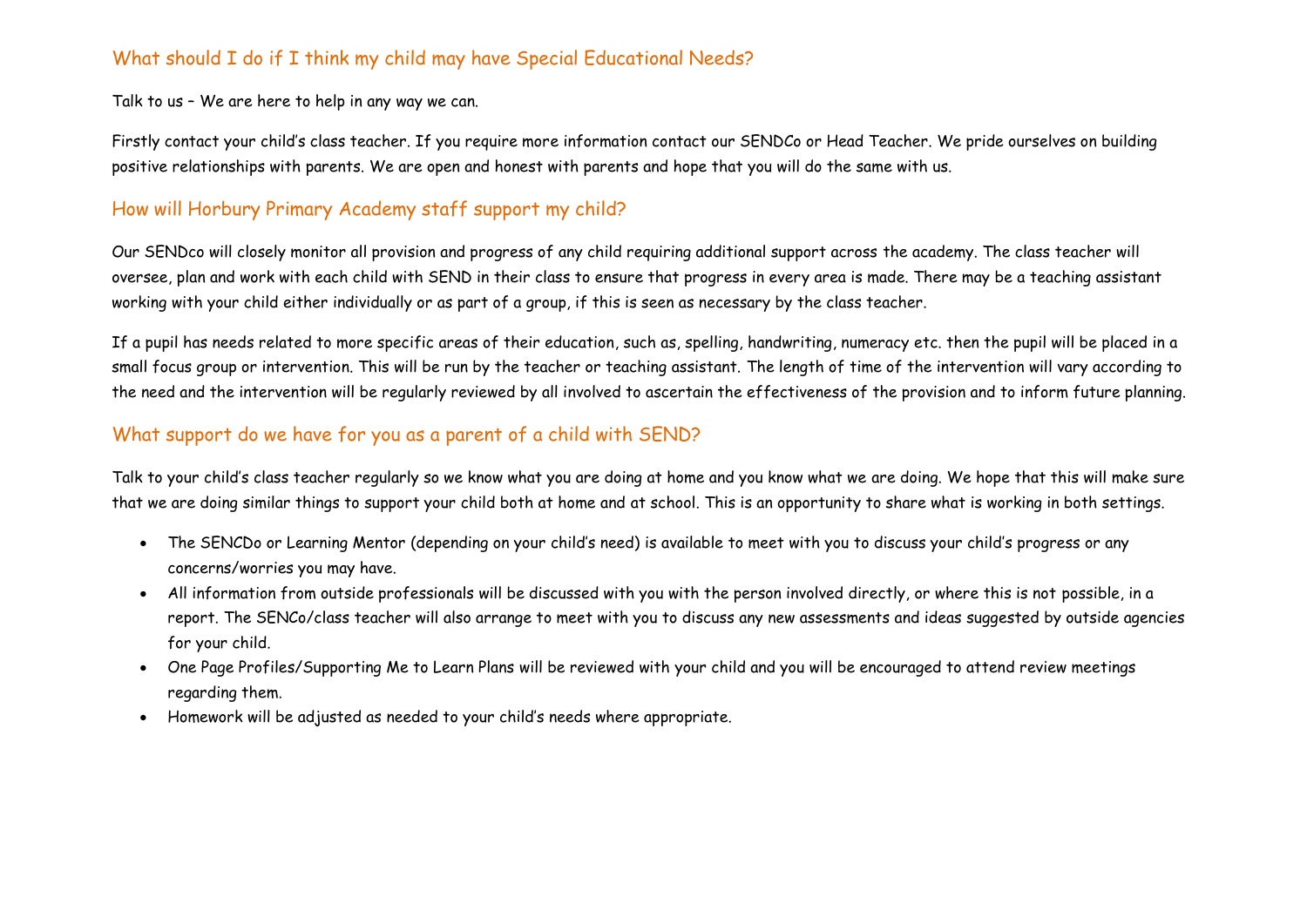## What should I do if I think my child may have Special Educational Needs?

Talk to us – We are here to help in any way we can.

Firstly contact your child's class teacher. If you require more information contact our SENDCo or Head Teacher. We pride ourselves on building positive relationships with parents. We are open and honest with parents and hope that you will do the same with us.

## How will Horbury Primary Academy staff support my child?

Our SENDco will closely monitor all provision and progress of any child requiring additional support across the academy. The class teacher will oversee, plan and work with each child with SEND in their class to ensure that progress in every area is made. There may be a teaching assistant working with your child either individually or as part of a group, if this is seen as necessary by the class teacher.

If a pupil has needs related to more specific areas of their education, such as, spelling, handwriting, numeracy etc. then the pupil will be placed in a small focus group or intervention. This will be run by the teacher or teaching assistant. The length of time of the intervention will vary according to the need and the intervention will be regularly reviewed by all involved to ascertain the effectiveness of the provision and to inform future planning.

## What support do we have for you as a parent of a child with SEND?

Talk to your child's class teacher regularly so we know what you are doing at home and you know what we are doing. We hope that this will make sure that we are doing similar things to support your child both at home and at school. This is an opportunity to share what is working in both settings.

- The SENCDo or Learning Mentor (depending on your child's need) is available to meet with you to discuss your child's progress or any concerns/worries you may have.
- All information from outside professionals will be discussed with you with the person involved directly, or where this is not possible, in a report. The SENCo/class teacher will also arrange to meet with you to discuss any new assessments and ideas suggested by outside agencies for your child.
- One Page Profiles/Supporting Me to Learn Plans will be reviewed with your child and you will be encouraged to attend review meetings regarding them.
- Homework will be adjusted as needed to your child's needs where appropriate.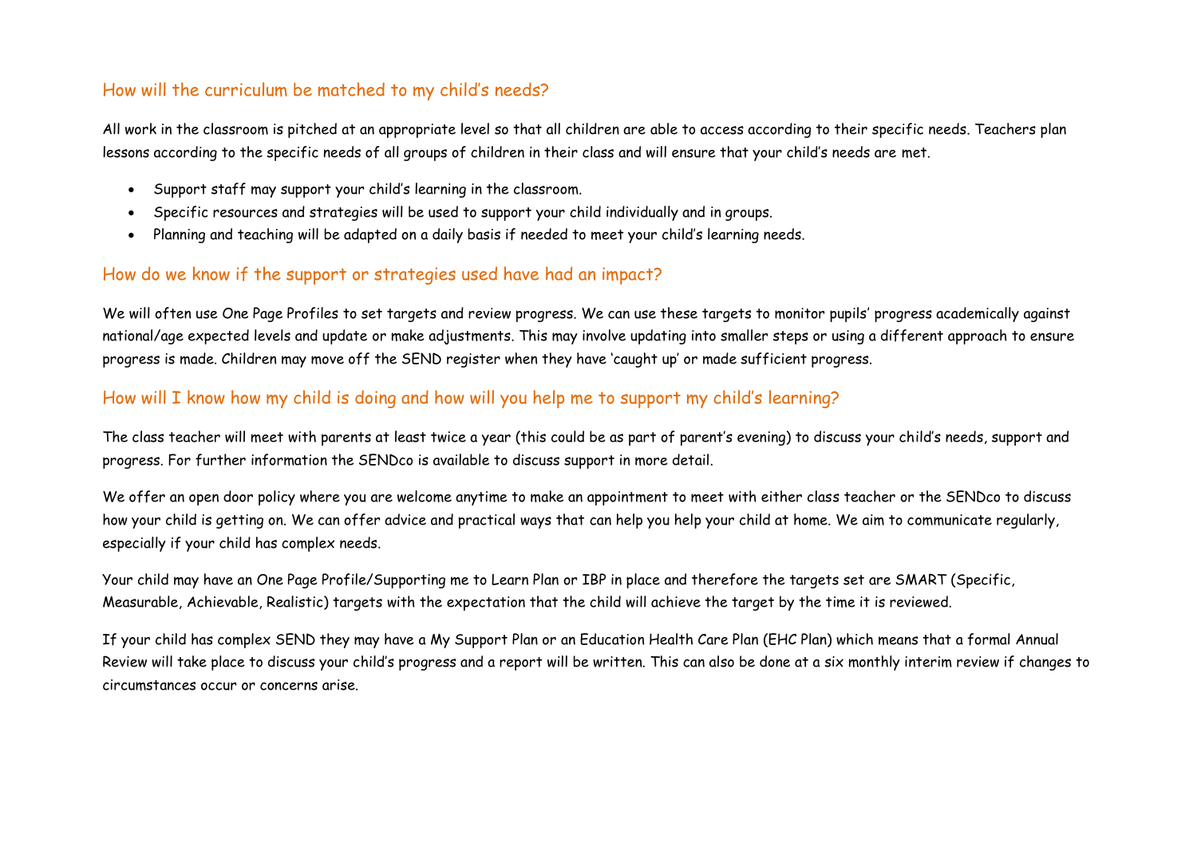## How will the curriculum be matched to my child's needs?

All work in the classroom is pitched at an appropriate level so that all children are able to access according to their specific needs. Teachers plan lessons according to the specific needs of all groups of children in their class and will ensure that your child's needs are met.

- Support staff may support your child's learning in the classroom.
- Specific resources and strategies will be used to support your child individually and in groups.
- Planning and teaching will be adapted on a daily basis if needed to meet your child's learning needs.

## How do we know if the support or strategies used have had an impact?

We will often use One Page Profiles to set targets and review progress. We can use these targets to monitor pupils' progress academically against national/age expected levels and update or make adjustments. This may involve updating into smaller steps or using a different approach to ensure progress is made. Children may move off the SEND register when they have 'caught up' or made sufficient progress.

## How will I know how my child is doing and how will you help me to support my child's learning?

The class teacher will meet with parents at least twice a year (this could be as part of parent's evening) to discuss your child's needs, support and progress. For further information the SENDco is available to discuss support in more detail.

We offer an open door policy where you are welcome anytime to make an appointment to meet with either class teacher or the SENDco to discuss how your child is getting on. We can offer advice and practical ways that can help you help your child at home. We aim to communicate regularly, especially if your child has complex needs.

Your child may have an One Page Profile/Supporting me to Learn Plan or IBP in place and therefore the targets set are SMART (Specific, Measurable, Achievable, Realistic) targets with the expectation that the child will achieve the target by the time it is reviewed.

If your child has complex SEND they may have a My Support Plan or an Education Health Care Plan (EHC Plan) which means that a formal Annual Review will take place to discuss your child's progress and a report will be written. This can also be done at a six monthly interim review if changes to circumstances occur or concerns arise.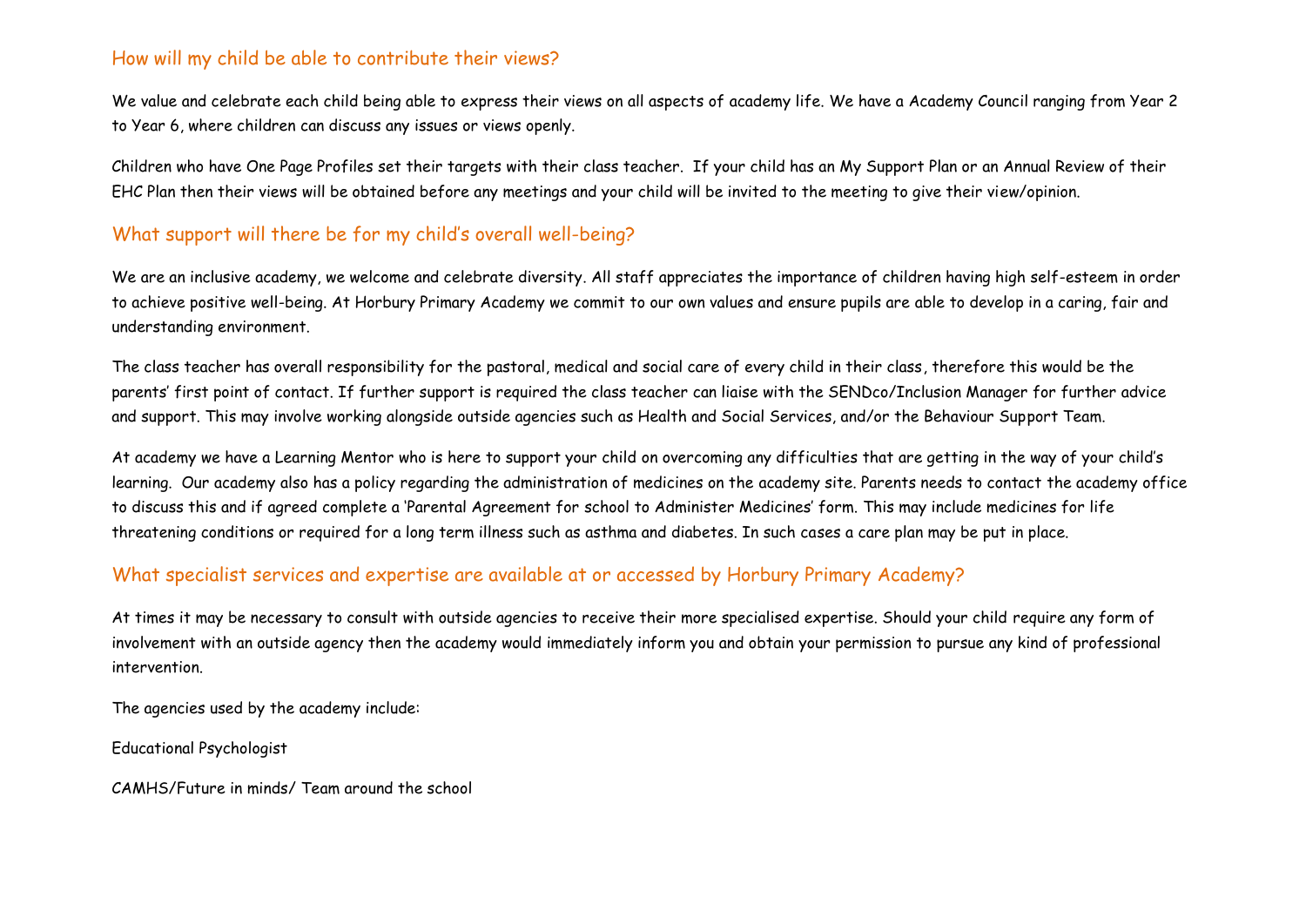## How will my child be able to contribute their views?

We value and celebrate each child being able to express their views on all aspects of academy life. We have a Academy Council ranging from Year 2 to Year 6, where children can discuss any issues or views openly.

Children who have One Page Profiles set their targets with their class teacher. If your child has an My Support Plan or an Annual Review of their EHC Plan then their views will be obtained before any meetings and your child will be invited to the meeting to give their view/opinion.

## What support will there be for my child's overall well-being?

We are an inclusive academy, we welcome and celebrate diversity. All staff appreciates the importance of children having high self-esteem in order to achieve positive well-being. At Horbury Primary Academy we commit to our own values and ensure pupils are able to develop in a caring, fair and understanding environment.

The class teacher has overall responsibility for the pastoral, medical and social care of every child in their class, therefore this would be the parents' first point of contact. If further support is required the class teacher can liaise with the SENDco/Inclusion Manager for further advice and support. This may involve working alongside outside agencies such as Health and Social Services, and/or the Behaviour Support Team.

At academy we have a Learning Mentor who is here to support your child on overcoming any difficulties that are getting in the way of your child's learning. Our academy also has a policy regarding the administration of medicines on the academy site. Parents needs to contact the academy office to discuss this and if agreed complete a 'Parental Agreement for school to Administer Medicines' form. This may include medicines for life threatening conditions or required for a long term illness such as asthma and diabetes. In such cases a care plan may be put in place.

## What specialist services and expertise are available at or accessed by Horbury Primary Academy?

At times it may be necessary to consult with outside agencies to receive their more specialised expertise. Should your child require any form of involvement with an outside agency then the academy would immediately inform you and obtain your permission to pursue any kind of professional intervention.

The agencies used by the academy include:

Educational Psychologist

CAMHS/Future in minds/ Team around the school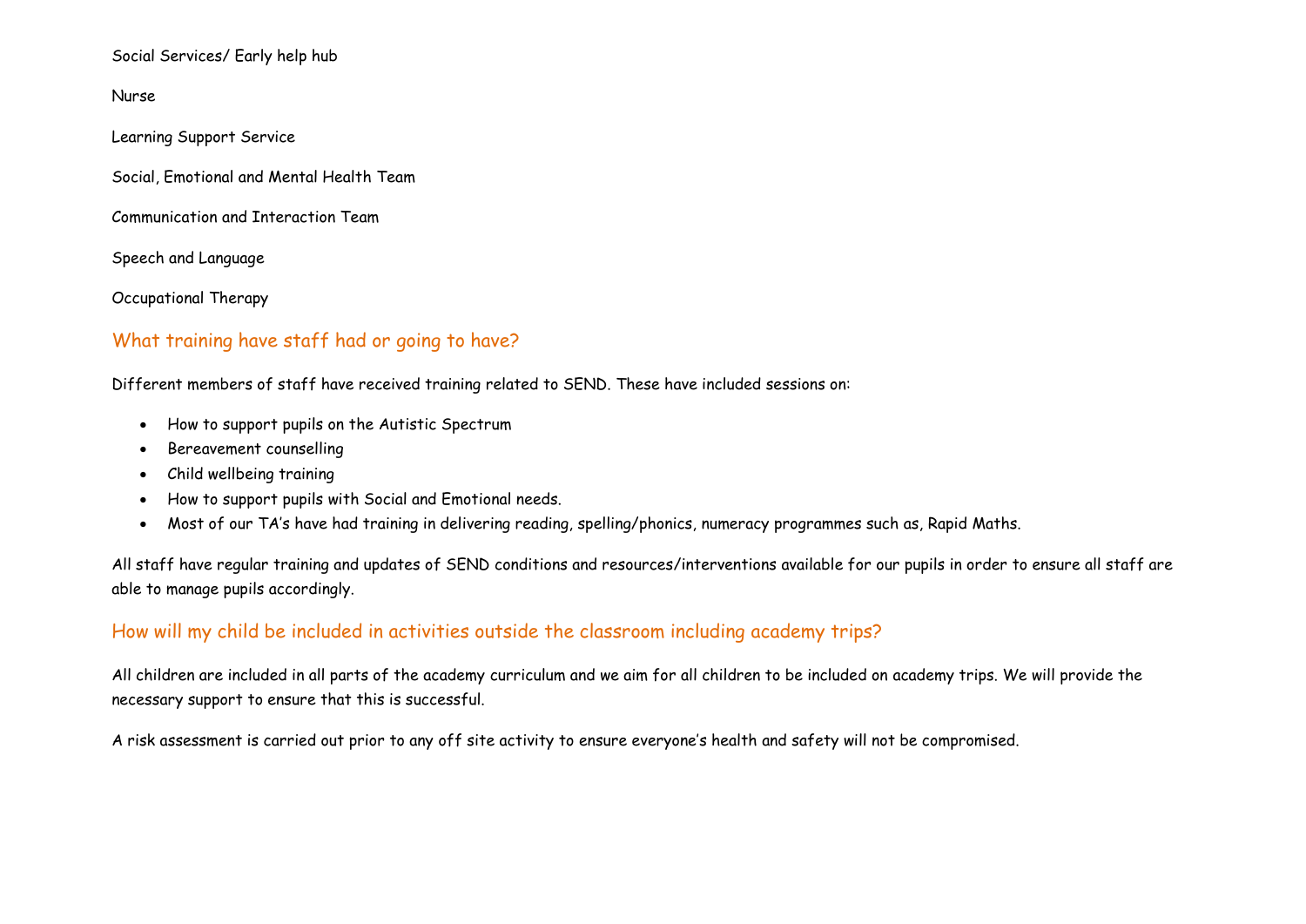Social Services/ Early help hub

Nurse

Learning Support Service

Social, Emotional and Mental Health Team

Communication and Interaction Team

Speech and Language

Occupational Therapy

## What training have staff had or going to have?

Different members of staff have received training related to SEND. These have included sessions on:

- How to support pupils on the Autistic Spectrum
- Bereavement counselling
- Child wellbeing training
- How to support pupils with Social and Emotional needs.
- Most of our TA's have had training in delivering reading, spelling/phonics, numeracy programmes such as, Rapid Maths.

All staff have regular training and updates of SEND conditions and resources/interventions available for our pupils in order to ensure all staff are able to manage pupils accordingly.

## How will my child be included in activities outside the classroom including academy trips?

All children are included in all parts of the academy curriculum and we aim for all children to be included on academy trips. We will provide the necessary support to ensure that this is successful.

A risk assessment is carried out prior to any off site activity to ensure everyone's health and safety will not be compromised.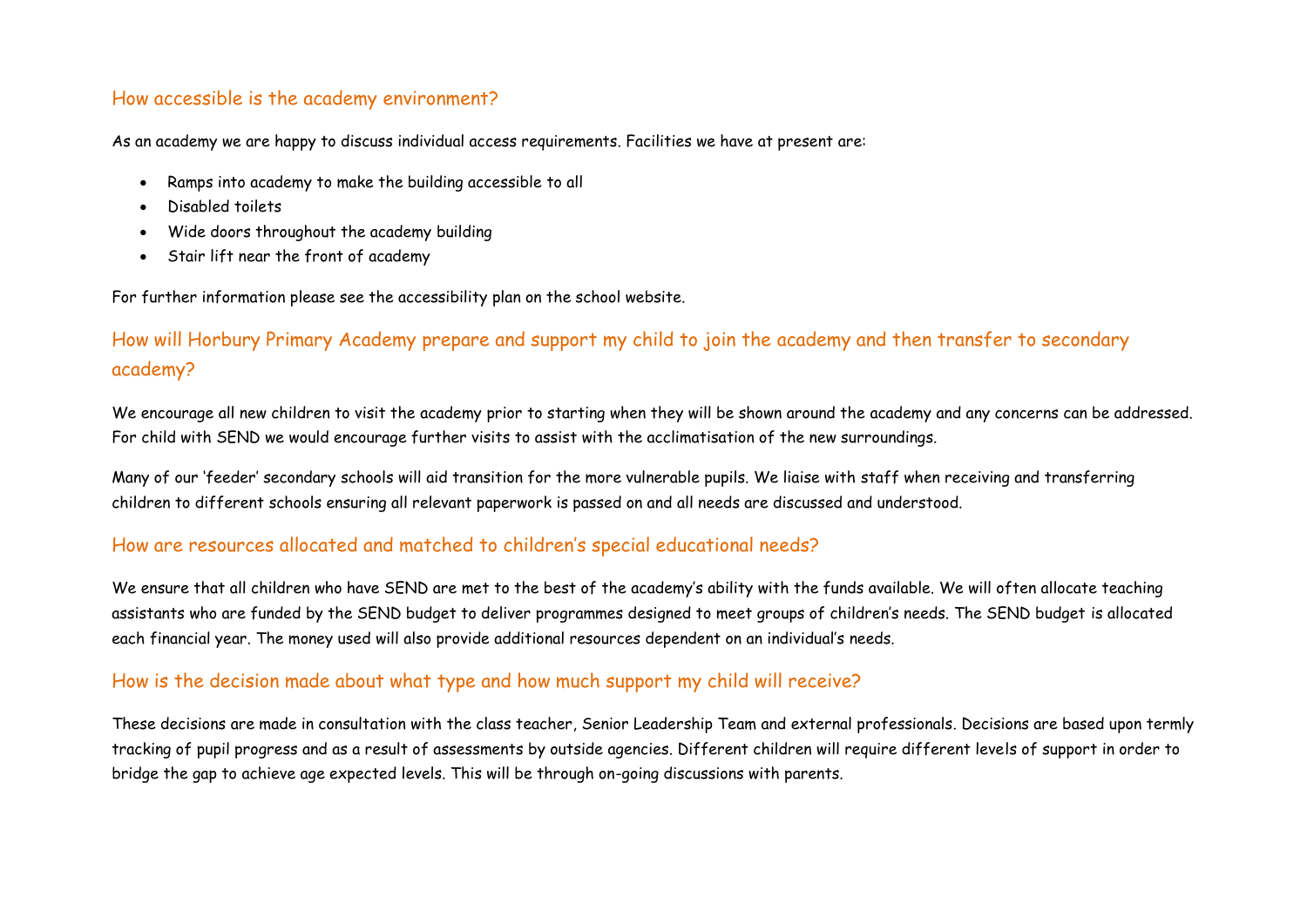## How accessible is the academy environment?

As an academy we are happy to discuss individual access requirements. Facilities we have at present are:

- Ramps into academy to make the building accessible to all
- Disabled toilets
- Wide doors throughout the academy building
- Stair lift near the front of academy

For further information please see the accessibility plan on the school website.

## How will Horbury Primary Academy prepare and support my child to join the academy and then transfer to secondary academy?

We encourage all new children to visit the academy prior to starting when they will be shown around the academy and any concerns can be addressed. For child with SEND we would encourage further visits to assist with the acclimatisation of the new surroundings.

Many of our 'feeder' secondary schools will aid transition for the more vulnerable pupils. We liaise with staff when receiving and transferring children to different schools ensuring all relevant paperwork is passed on and all needs are discussed and understood.

## How are resources allocated and matched to children's special educational needs?

We ensure that all children who have SEND are met to the best of the academy's ability with the funds available. We will often allocate teaching assistants who are funded by the SEND budget to deliver programmes designed to meet groups of children's needs. The SEND budget is allocated each financial year. The money used will also provide additional resources dependent on an individual's needs.

## How is the decision made about what type and how much support my child will receive?

These decisions are made in consultation with the class teacher, Senior Leadership Team and external professionals. Decisions are based upon termly tracking of pupil progress and as a result of assessments by outside agencies. Different children will require different levels of support in order to bridge the gap to achieve age expected levels. This will be through on-going discussions with parents.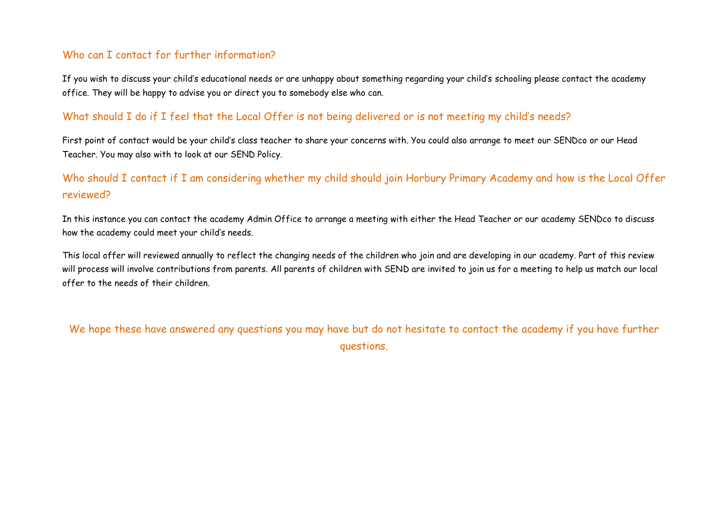## Who can I contact for further information?

If you wish to discuss your child's educational needs or are unhappy about something regarding your child's schooling please contact the academy office. They will be happy to advise you or direct you to somebody else who can.

## What should I do if I feel that the Local Offer is not being delivered or is not meeting my child's needs?

First point of contact would be your child's class teacher to share your concerns with. You could also arrange to meet our SENDco or our Head Teacher. You may also with to look at our SEND Policy.

## Who should I contact if I am considering whether my child should join Horbury Primary Academy and how is the Local Offer reviewed?

In this instance you can contact the academy Admin Office to arrange a meeting with either the Head Teacher or our academy SENDco to discuss how the academy could meet your child's needs.

This local offer will reviewed annually to reflect the changing needs of the children who join and are developing in our academy. Part of this review will process will involve contributions from parents. All parents of children with SEND are invited to join us for a meeting to help us match our local offer to the needs of their children.

We hope these have answered any questions you may have but do not hesitate to contact the academy if you have further questions.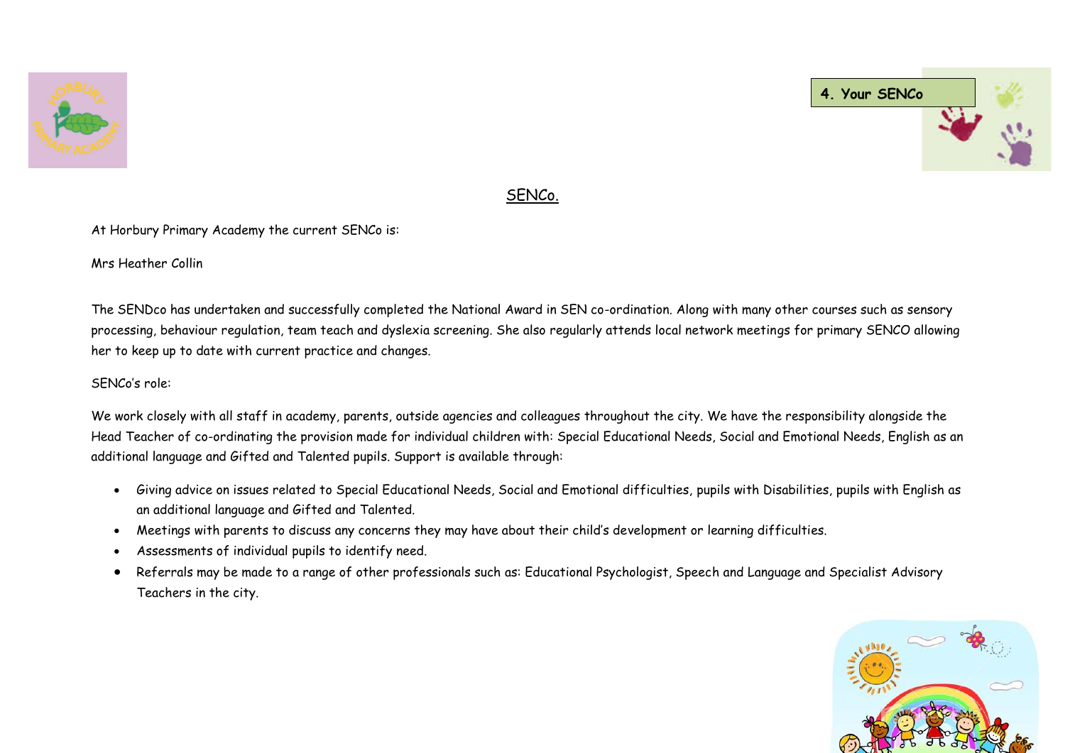4. Your SENCo

## SENCo.

At Horbury Primary Academy the current SENCo is:

Mrs Heather Collin

The SENDco has undertaken and successfully completed the National Award in SEN co-ordination. Along with many other courses such as sensory processing, behaviour regulation, team teach and dyslexia screening. She also regularly attends local network meetings for primary SENCO allowing her to keep up to date with current practice and changes.

SENCo's role:

We work closely with all staff in academy, parents, outside agencies and colleagues throughout the city. We have the responsibility alongside the Head Teacher of co-ordinating the provision made for individual children with: Special Educational Needs, Social and Emotional Needs, English as an additional language and Gifted and Talented pupils. Support is available through:

- Giving advice on issues related to Special Educational Needs, Social and Emotional difficulties, pupils with Disabilities, pupils with English as an additional language and Gifted and Talented.
- Meetings with parents to discuss any concerns they may have about their child's development or learning difficulties.
- Assessments of individual pupils to identify need.
- Referrals may be made to a range of other professionals such as: Educational Psychologist, Speech and Language and Specialist Advisory Teachers in the city.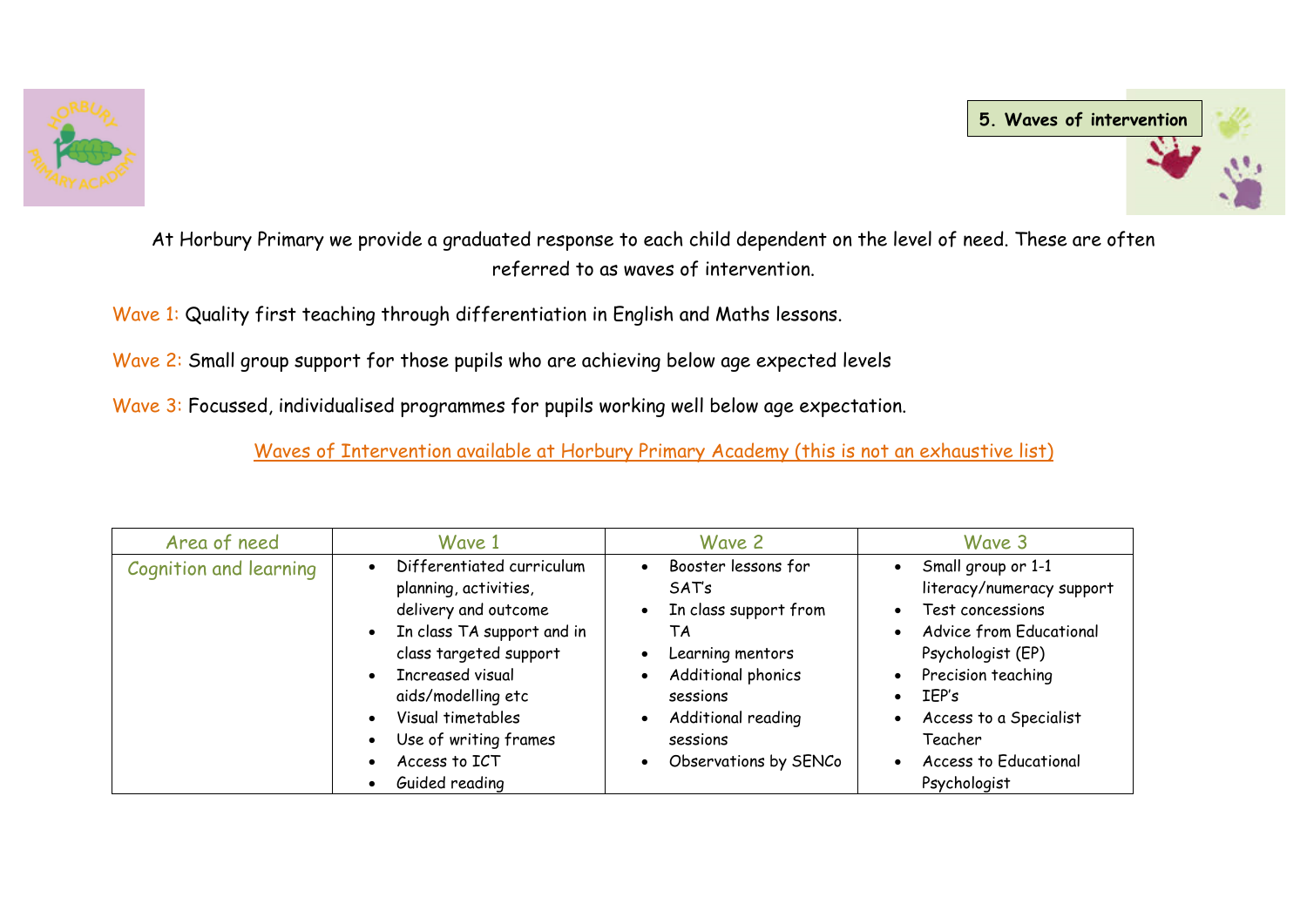## 5. Waves of intervention

At Horbury Primary we provide a graduated response to each child dependent on the level of need. These are often referred to as waves of intervention.

Wave 1: Quality first teaching through differentiation in English and Maths lessons.

Wave 2: Small group support for those pupils who are achieving below age expected levels

Wave 3: Focussed, individualised programmes for pupils working well below age expectation.

Waves of Intervention available at Horbury Primary Academy (this is not an exhaustive list)

| Area of need | Wave 1 | Wave 2 | Wave 3 |
|---|---|---|---|
| Cognition and learning | • Differentiated curriculum planning, activities, delivery and outcome<br>• In class TA support and in class targeted support<br>• Increased visual aids/modelling etc<br>• Visual timetables<br>• Use of writing frames<br>• Access to ICT<br>• Guided reading | • Booster lessons for SAT's<br>• In class support from TA<br>• Learning mentors<br>• Additional phonics sessions<br>• Additional reading sessions<br>• Observations by SENCo | • Small group or 1-1 literacy/numeracy support<br>• Test concessions<br>• Advice from Educational Psychologist (EP)<br>• Precision teaching<br>• IEP's<br>• Access to a Specialist Teacher<br>• Access to Educational Psychologist |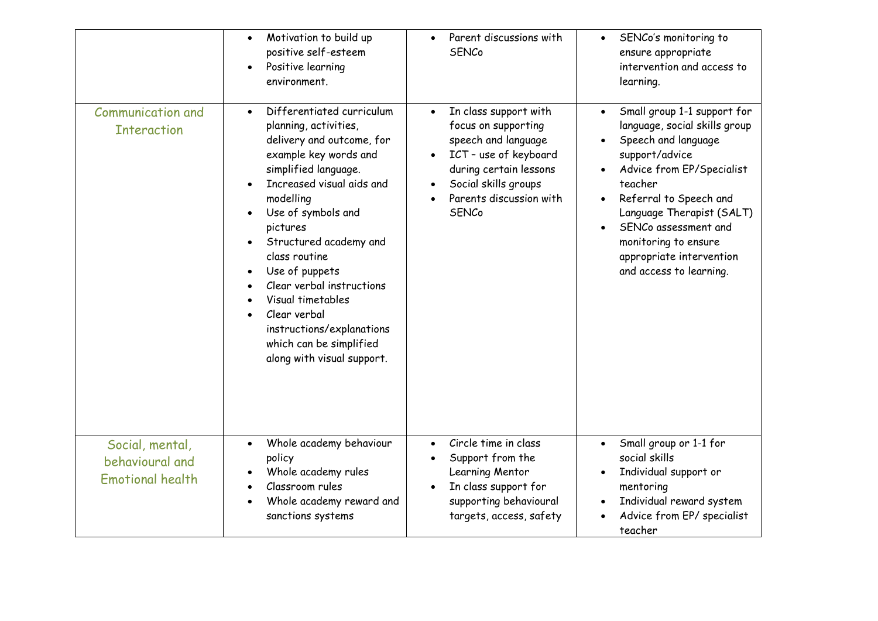| | | | |
|---|---|---|---|
| | • Motivation to build up positive self-esteem<br>• Positive learning environment. | • Parent discussions with SENCo | • SENCo's monitoring to ensure appropriate intervention and access to learning. |
| Communication and Interaction | • Differentiated curriculum planning, activities, delivery and outcome, for example key words and simplified language.<br>• Increased visual aids and modelling<br>• Use of symbols and pictures<br>• Structured academy and class routine<br>• Use of puppets<br>• Clear verbal instructions<br>• Visual timetables<br>• Clear verbal instructions/explanations which can be simplified along with visual support. | • In class support with focus on supporting speech and language<br>• ICT – use of keyboard during certain lessons<br>• Social skills groups<br>• Parents discussion with SENCo | • Small group 1-1 support for language, social skills group<br>• Speech and language support/advice<br>• Advice from EP/Specialist teacher<br>• Referral to Speech and Language Therapist (SALT)<br>• SENCo assessment and monitoring to ensure appropriate intervention and access to learning. |
| Social, mental, behavioural and Emotional health | • Whole academy behaviour policy<br>• Whole academy rules<br>• Classroom rules<br>• Whole academy reward and sanctions systems | • Circle time in class<br>• Support from the Learning Mentor<br>• In class support for supporting behavioural targets, access, safety | • Small group or 1-1 for social skills<br>• Individual support or mentoring<br>• Individual reward system<br>• Advice from EP/ specialist teacher |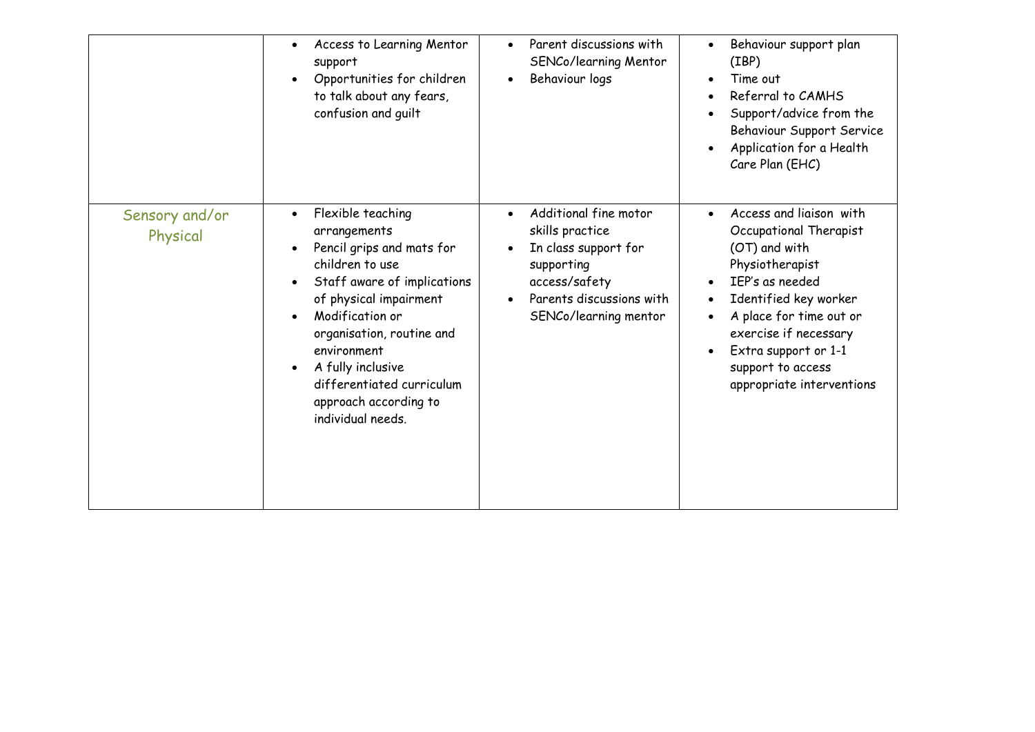| | | | |
|---|---|---|---|
| | • Access to Learning Mentor support<br>• Opportunities for children to talk about any fears, confusion and guilt | • Parent discussions with SENCo/learning Mentor<br>• Behaviour logs | • Behaviour support plan (IBP)<br>• Time out<br>• Referral to CAMHS<br>• Support/advice from the Behaviour Support Service<br>• Application for a Health Care Plan (EHC) |
| Sensory and/or Physical | • Flexible teaching arrangements<br>• Pencil grips and mats for children to use<br>• Staff aware of implications of physical impairment<br>• Modification or organisation, routine and environment<br>• A fully inclusive differentiated curriculum approach according to individual needs. | • Additional fine motor skills practice<br>• In class support for supporting access/safety<br>• Parents discussions with SENCo/learning mentor | • Access and liaison with Occupational Therapist (OT) and with Physiotherapist<br>• IEP's as needed<br>• Identified key worker<br>• A place for time out or exercise if necessary<br>• Extra support or 1-1 support to access appropriate interventions |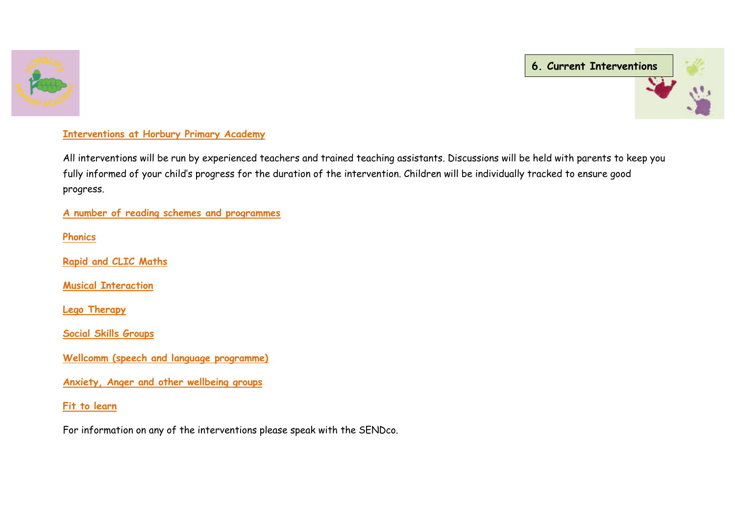## 6. Current Interventions

**Interventions at Horbury Primary Academy**

All interventions will be run by experienced teachers and trained teaching assistants. Discussions will be held with parents to keep you fully informed of your child's progress for the duration of the intervention. Children will be individually tracked to ensure good progress.

**A number of reading schemes and programmes**

**Phonics**

**Rapid and CLIC Maths**

**Musical Interaction**

**Lego Therapy**

**Social Skills Groups**

**Wellcomm (speech and language programme)**

**Anxiety, Anger and other wellbeing groups**

**Fit to learn**

For information on any of the interventions please speak with the SENDco.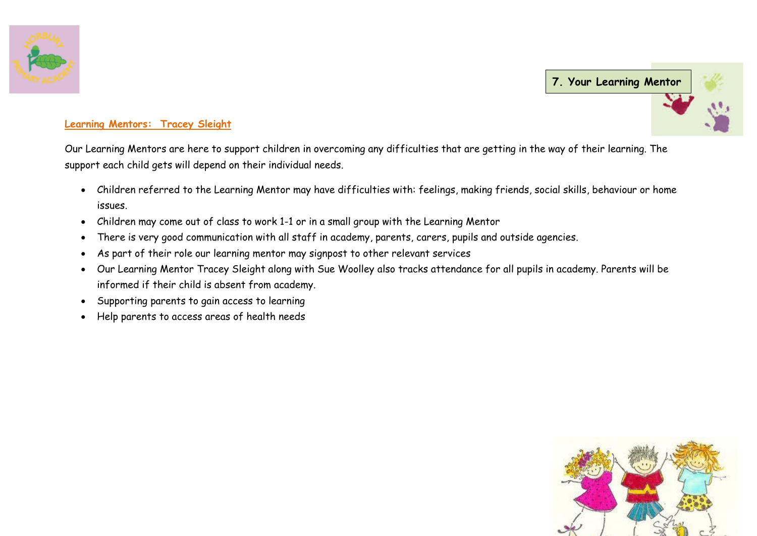## 7. Your Learning Mentor

**Learning Mentors: Tracey Sleight**

Our Learning Mentors are here to support children in overcoming any difficulties that are getting in the way of their learning. The support each child gets will depend on their individual needs.

- Children referred to the Learning Mentor may have difficulties with: feelings, making friends, social skills, behaviour or home issues.
- Children may come out of class to work 1-1 or in a small group with the Learning Mentor
- There is very good communication with all staff in academy, parents, carers, pupils and outside agencies.
- As part of their role our learning mentor may signpost to other relevant services
- Our Learning Mentor Tracey Sleight along with Sue Woolley also tracks attendance for all pupils in academy. Parents will be informed if their child is absent from academy.
- Supporting parents to gain access to learning
- Help parents to access areas of health needs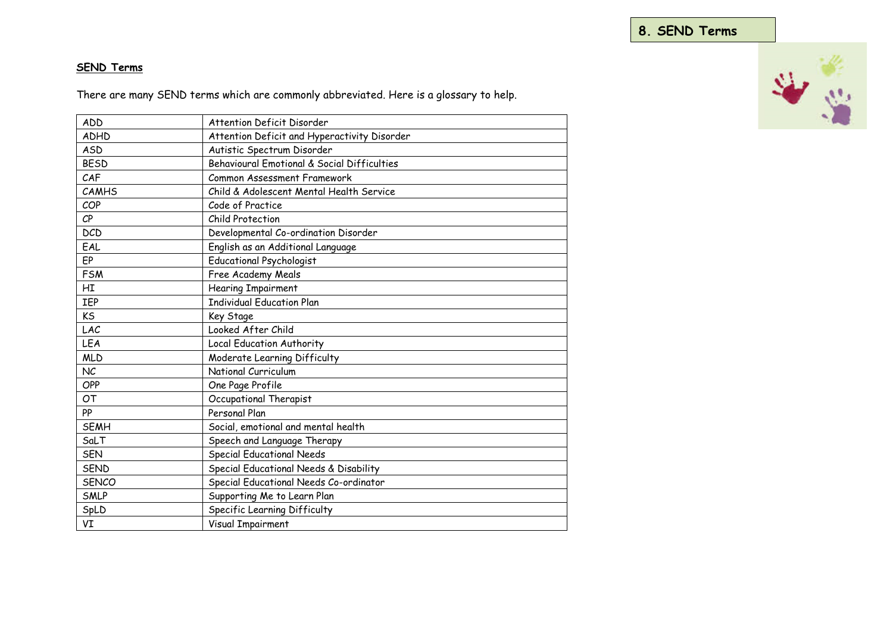## 8. SEND Terms

**SEND Terms**

There are many SEND terms which are commonly abbreviated. Here is a glossary to help.

| | |
|---|---|
| ADD | Attention Deficit Disorder |
| ADHD | Attention Deficit and Hyperactivity Disorder |
| ASD | Autistic Spectrum Disorder |
| BESD | Behavioural Emotional & Social Difficulties |
| CAF | Common Assessment Framework |
| CAMHS | Child & Adolescent Mental Health Service |
| COP | Code of Practice |
| CP | Child Protection |
| DCD | Developmental Co-ordination Disorder |
| EAL | English as an Additional Language |
| EP | Educational Psychologist |
| FSM | Free Academy Meals |
| HI | Hearing Impairment |
| IEP | Individual Education Plan |
| KS | Key Stage |
| LAC | Looked After Child |
| LEA | Local Education Authority |
| MLD | Moderate Learning Difficulty |
| NC | National Curriculum |
| OPP | One Page Profile |
| OT | Occupational Therapist |
| PP | Personal Plan |
| SEMH | Social, emotional and mental health |
| SaLT | Speech and Language Therapy |
| SEN | Special Educational Needs |
| SEND | Special Educational Needs & Disability |
| SENCO | Special Educational Needs Co-ordinator |
| SMLP | Supporting Me to Learn Plan |
| SpLD | Specific Learning Difficulty |
| VI | Visual Impairment |